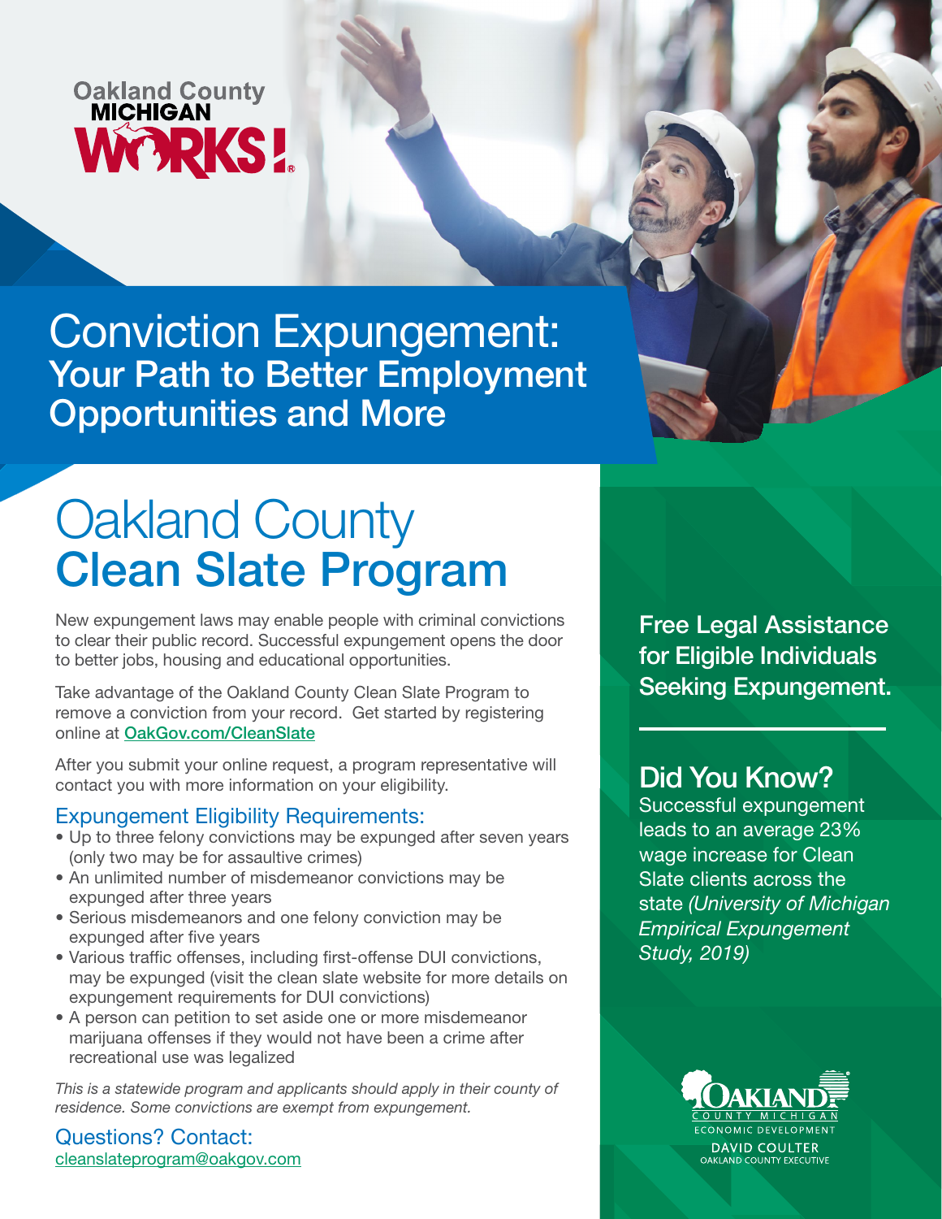Oakland County MICHIGAN WORKS!

# Conviction Expungement: Your Path to Better Employment Opportunities and More

# Oakland County Clean Slate Program

New expungement laws may enable people with criminal convictions to clear their public record. Successful expungement opens the door to better jobs, housing and educational opportunities.

Take advantage of the Oakland County Clean Slate Program to remove a conviction from your record. Get started by registering online at [OakGov.com/CleanSlate](OakGov.com/CleanSlate)

After you submit your online request, a program representative will contact you with more information on your eligibility.

## Expungement Eligibility Requirements:

- Up to three felony convictions may be expunged after seven years (only two may be for assaultive crimes)
- An unlimited number of misdemeanor convictions may be expunged after three years
- Serious misdemeanors and one felony conviction may be expunged after five years
- Various traffic offenses, including first-offense DUI convictions, may be expunged (visit the clean slate website for more details on expungement requirements for DUI convictions)
- A person can petition to set aside one or more misdemeanor marijuana offenses if they would not have been a crime after recreational use was legalized

*This is a statewide program and applicants should apply in their county of residence. Some convictions are exempt from expungement.*

## Questions? Contact:

[cleanslateprogram@oakgov.com](mailto:cleanslateprogram@oakgov.com)

**Free Legal Assistance for Eligible Individuals Seeking Expungement.**

## Did You Know?

Successful expungement leads to an average 23% wage increase for Clean Slate clients across the state *(University of Michigan Empirical Expungement Study, 2019)*

OAKLAND COUNTY MICHIGAN
ECONOMIC DEVELOPMENT
DAVID COULTER
OAKLAND COUNTY EXECUTIVE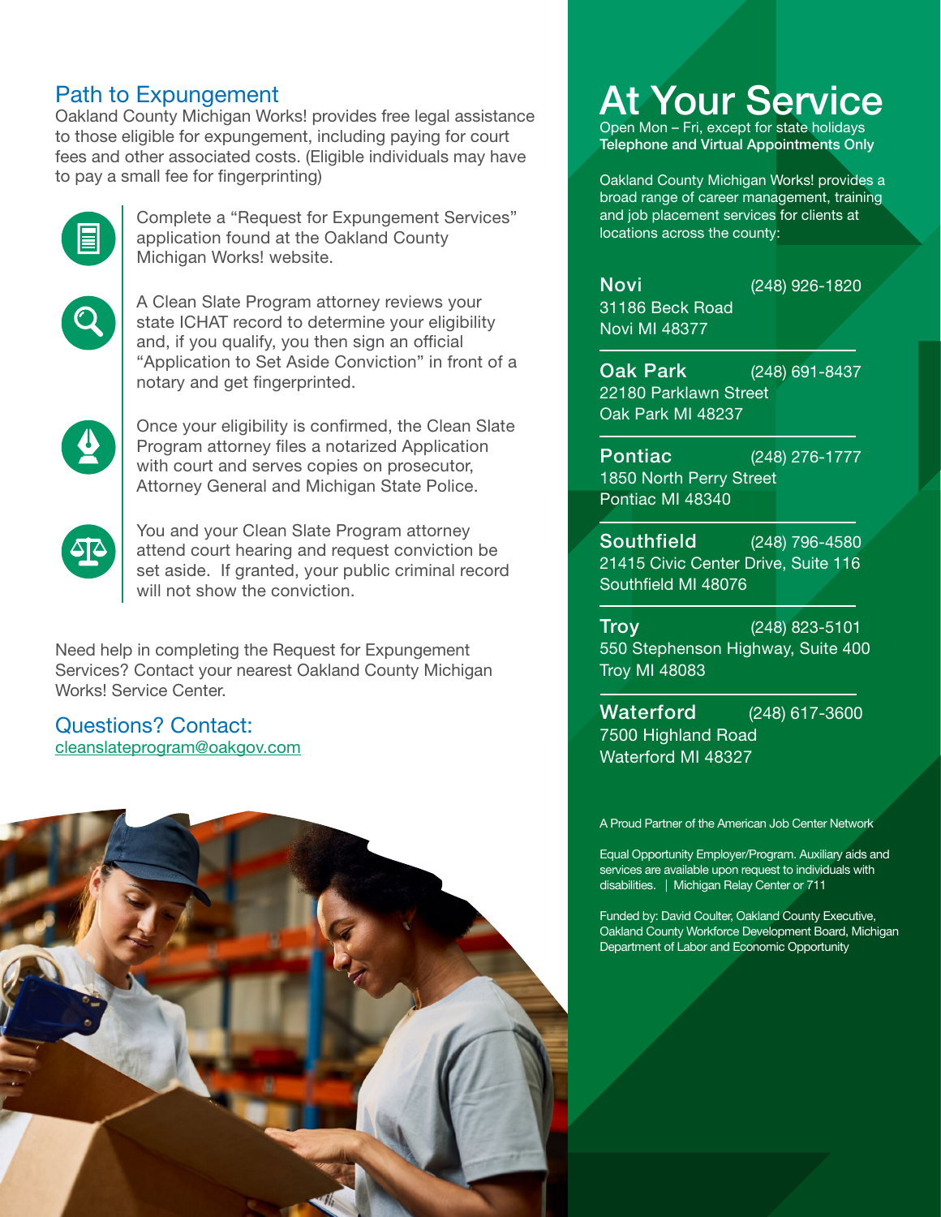## Path to Expungement

Oakland County Michigan Works! provides free legal assistance to those eligible for expungement, including paying for court fees and other associated costs. (Eligible individuals may have to pay a small fee for fingerprinting)

- Complete a "Request for Expungement Services" application found at the Oakland County Michigan Works! website.
- A Clean Slate Program attorney reviews your state ICHAT record to determine your eligibility and, if you qualify, you then sign an official "Application to Set Aside Conviction" in front of a notary and get fingerprinted.
- Once your eligibility is confirmed, the Clean Slate Program attorney files a notarized Application with court and serves copies on prosecutor, Attorney General and Michigan State Police.
- You and your Clean Slate Program attorney attend court hearing and request conviction be set aside. If granted, your public criminal record will not show the conviction.

Need help in completing the Request for Expungement Services? Contact your nearest Oakland County Michigan Works! Service Center.

## Questions? Contact:

cleanslateprogram@oakgov.com

# At Your Service

Open Mon – Fri, except for state holidays
**Telephone and Virtual Appointments Only**

Oakland County Michigan Works! provides a broad range of career management, training and job placement services for clients at locations across the county:

**Novi** (248) 926-1820
31186 Beck Road
Novi MI 48377

**Oak Park** (248) 691-8437
22180 Parklawn Street
Oak Park MI 48237

**Pontiac** (248) 276-1777
1850 North Perry Street
Pontiac MI 48340

**Southfield** (248) 796-4580
21415 Civic Center Drive, Suite 116
Southfield MI 48076

**Troy** (248) 823-5101
550 Stephenson Highway, Suite 400
Troy MI 48083

**Waterford** (248) 617-3600
7500 Highland Road
Waterford MI 48327

A Proud Partner of the American Job Center Network

Equal Opportunity Employer/Program. Auxiliary aids and services are available upon request to individuals with disabilities. | Michigan Relay Center or 711

Funded by: David Coulter, Oakland County Executive, Oakland County Workforce Development Board, Michigan Department of Labor and Economic Opportunity